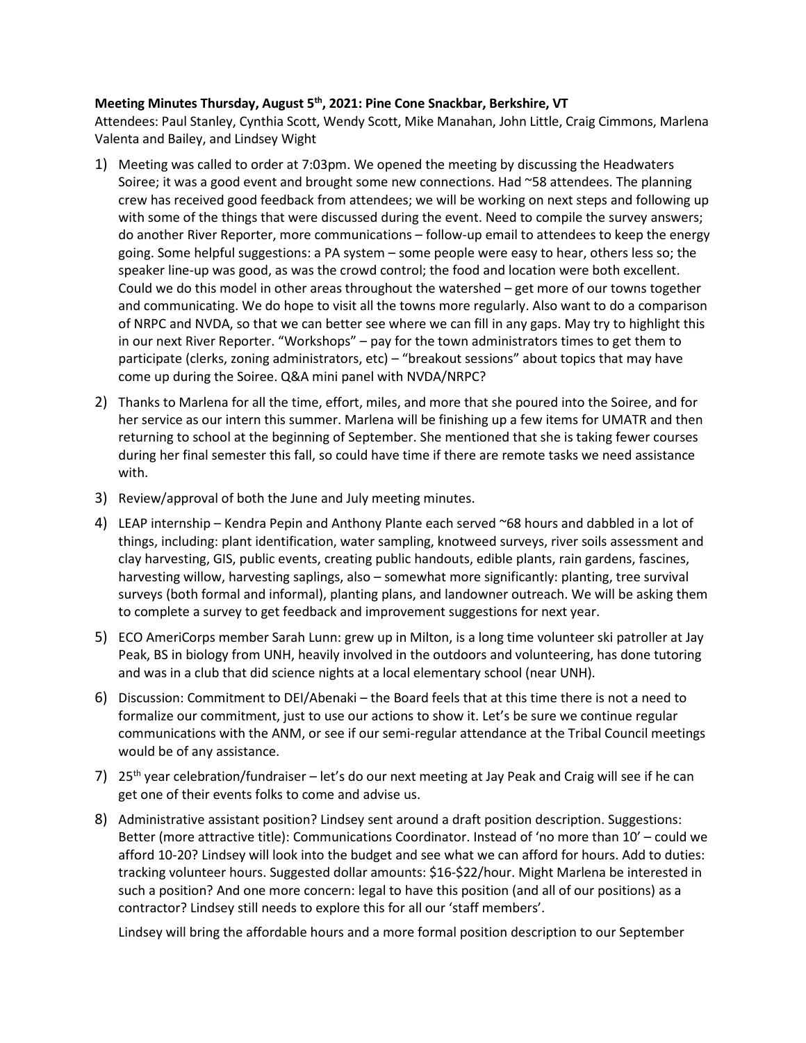**Meeting Minutes Thursday, August 5th, 2021: Pine Cone Snackbar, Berkshire, VT**

Attendees: Paul Stanley, Cynthia Scott, Wendy Scott, Mike Manahan, John Little, Craig Cimmons, Marlena Valenta and Bailey, and Lindsey Wight

1) Meeting was called to order at 7:03pm. We opened the meeting by discussing the Headwaters Soiree; it was a good event and brought some new connections. Had ~58 attendees. The planning crew has received good feedback from attendees; we will be working on next steps and following up with some of the things that were discussed during the event. Need to compile the survey answers; do another River Reporter, more communications – follow-up email to attendees to keep the energy going. Some helpful suggestions: a PA system – some people were easy to hear, others less so; the speaker line-up was good, as was the crowd control; the food and location were both excellent. Could we do this model in other areas throughout the watershed – get more of our towns together and communicating. We do hope to visit all the towns more regularly. Also want to do a comparison of NRPC and NVDA, so that we can better see where we can fill in any gaps. May try to highlight this in our next River Reporter. "Workshops" – pay for the town administrators times to get them to participate (clerks, zoning administrators, etc) – "breakout sessions" about topics that may have come up during the Soiree. Q&A mini panel with NVDA/NRPC?

2) Thanks to Marlena for all the time, effort, miles, and more that she poured into the Soiree, and for her service as our intern this summer. Marlena will be finishing up a few items for UMATR and then returning to school at the beginning of September. She mentioned that she is taking fewer courses during her final semester this fall, so could have time if there are remote tasks we need assistance with.

3) Review/approval of both the June and July meeting minutes.

4) LEAP internship – Kendra Pepin and Anthony Plante each served ~68 hours and dabbled in a lot of things, including: plant identification, water sampling, knotweed surveys, river soils assessment and clay harvesting, GIS, public events, creating public handouts, edible plants, rain gardens, fascines, harvesting willow, harvesting saplings, also – somewhat more significantly: planting, tree survival surveys (both formal and informal), planting plans, and landowner outreach. We will be asking them to complete a survey to get feedback and improvement suggestions for next year.

5) ECO AmeriCorps member Sarah Lunn: grew up in Milton, is a long time volunteer ski patroller at Jay Peak, BS in biology from UNH, heavily involved in the outdoors and volunteering, has done tutoring and was in a club that did science nights at a local elementary school (near UNH).

6) Discussion: Commitment to DEI/Abenaki – the Board feels that at this time there is not a need to formalize our commitment, just to use our actions to show it. Let's be sure we continue regular communications with the ANM, or see if our semi-regular attendance at the Tribal Council meetings would be of any assistance.

7) 25th year celebration/fundraiser – let's do our next meeting at Jay Peak and Craig will see if he can get one of their events folks to come and advise us.

8) Administrative assistant position? Lindsey sent around a draft position description. Suggestions: Better (more attractive title): Communications Coordinator. Instead of 'no more than 10' – could we afford 10-20? Lindsey will look into the budget and see what we can afford for hours. Add to duties: tracking volunteer hours. Suggested dollar amounts: $16-$22/hour. Might Marlena be interested in such a position? And one more concern: legal to have this position (and all of our positions) as a contractor? Lindsey still needs to explore this for all our 'staff members'.

   Lindsey will bring the affordable hours and a more formal position description to our September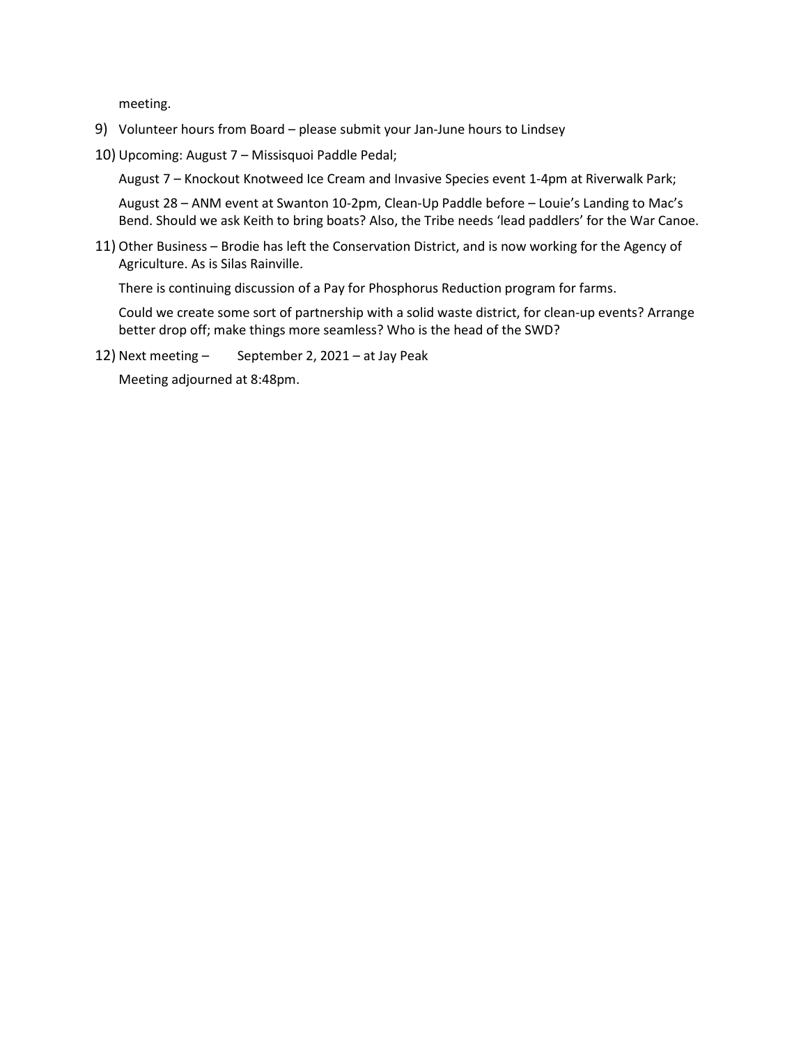meeting.

9) Volunteer hours from Board – please submit your Jan-June hours to Lindsey

10) Upcoming: August 7 – Missisquoi Paddle Pedal;

    August 7 – Knockout Knotweed Ice Cream and Invasive Species event 1-4pm at Riverwalk Park;

    August 28 – ANM event at Swanton 10-2pm, Clean-Up Paddle before – Louie's Landing to Mac's Bend. Should we ask Keith to bring boats? Also, the Tribe needs 'lead paddlers' for the War Canoe.

11) Other Business – Brodie has left the Conservation District, and is now working for the Agency of Agriculture. As is Silas Rainville.

    There is continuing discussion of a Pay for Phosphorus Reduction program for farms.

    Could we create some sort of partnership with a solid waste district, for clean-up events? Arrange better drop off; make things more seamless? Who is the head of the SWD?

12) Next meeting – September 2, 2021 – at Jay Peak

    Meeting adjourned at 8:48pm.